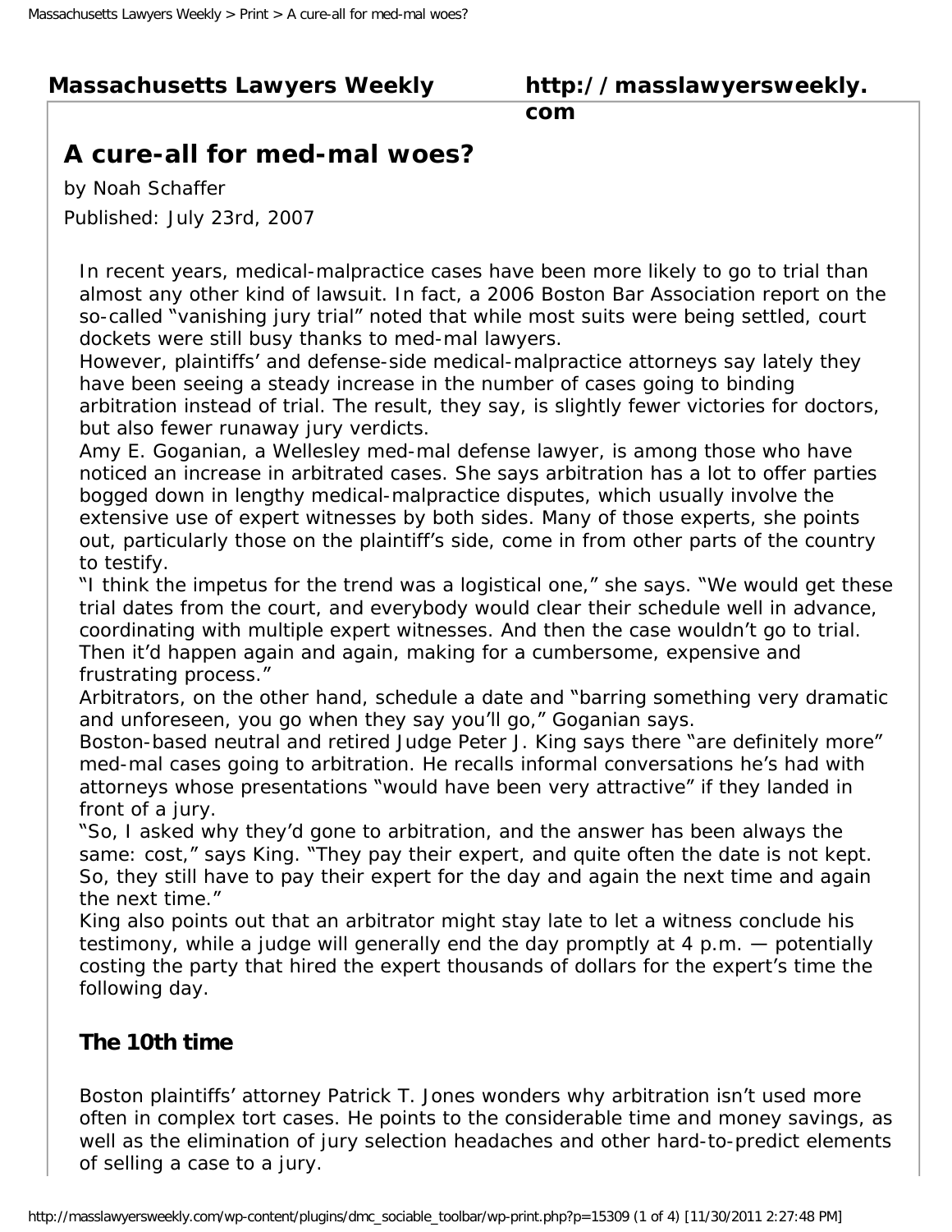**Massachusetts Lawyers Weekly** **http://masslawyersweekly.com**

# A cure-all for med-mal woes?

by Noah Schaffer

Published: July 23rd, 2007

In recent years, medical-malpractice cases have been more likely to go to trial than almost any other kind of lawsuit. In fact, a 2006 Boston Bar Association report on the so-called "vanishing jury trial" noted that while most suits were being settled, court dockets were still busy thanks to med-mal lawyers.

However, plaintiffs' and defense-side medical-malpractice attorneys say lately they have been seeing a steady increase in the number of cases going to binding arbitration instead of trial. The result, they say, is slightly fewer victories for doctors, but also fewer runaway jury verdicts.

Amy E. Goganian, a Wellesley med-mal defense lawyer, is among those who have noticed an increase in arbitrated cases. She says arbitration has a lot to offer parties bogged down in lengthy medical-malpractice disputes, which usually involve the extensive use of expert witnesses by both sides. Many of those experts, she points out, particularly those on the plaintiff's side, come in from other parts of the country to testify.

"I think the impetus for the trend was a logistical one," she says. "We would get these trial dates from the court, and everybody would clear their schedule well in advance, coordinating with multiple expert witnesses. And then the case wouldn't go to trial. Then it'd happen again and again, making for a cumbersome, expensive and frustrating process."

Arbitrators, on the other hand, schedule a date and "barring something very dramatic and unforeseen, you go when they say you'll go," Goganian says.

Boston-based neutral and retired Judge Peter J. King says there "are definitely more" med-mal cases going to arbitration. He recalls informal conversations he's had with attorneys whose presentations "would have been very attractive" if they landed in front of a jury.

"So, I asked why they'd gone to arbitration, and the answer has been always the same: cost," says King. "They pay their expert, and quite often the date is not kept. So, they still have to pay their expert for the day and again the next time and again the next time."

King also points out that an arbitrator might stay late to let a witness conclude his testimony, while a judge will generally end the day promptly at 4 p.m. — potentially costing the party that hired the expert thousands of dollars for the expert's time the following day.

## The 10th time

Boston plaintiffs' attorney Patrick T. Jones wonders why arbitration isn't used more often in complex tort cases. He points to the considerable time and money savings, as well as the elimination of jury selection headaches and other hard-to-predict elements of selling a case to a jury.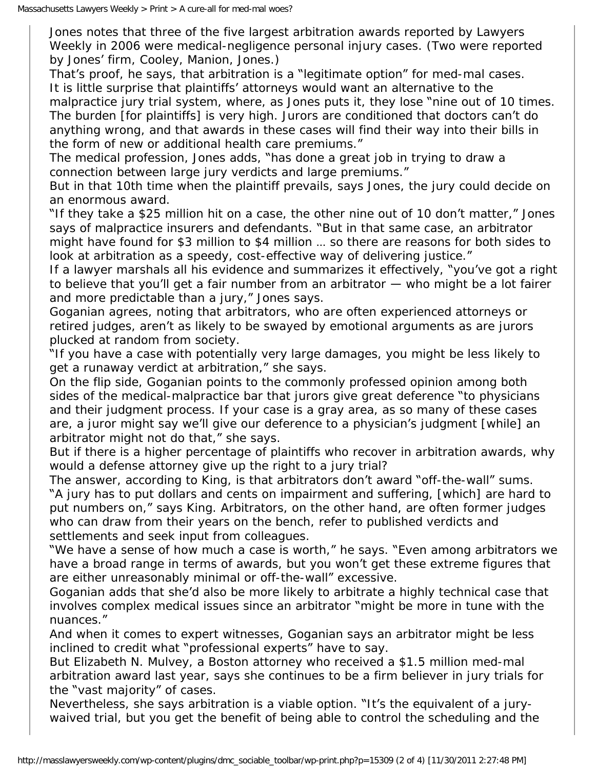Jones notes that three of the five largest arbitration awards reported by Lawyers Weekly in 2006 were medical-negligence personal injury cases. (Two were reported by Jones' firm, Cooley, Manion, Jones.)

That's proof, he says, that arbitration is a "legitimate option" for med-mal cases.

It is little surprise that plaintiffs' attorneys would want an alternative to the malpractice jury trial system, where, as Jones puts it, they lose "nine out of 10 times. The burden [for plaintiffs] is very high. Jurors are conditioned that doctors can't do anything wrong, and that awards in these cases will find their way into their bills in the form of new or additional health care premiums."

The medical profession, Jones adds, "has done a great job in trying to draw a connection between large jury verdicts and large premiums."

But in that 10th time when the plaintiff prevails, says Jones, the jury could decide on an enormous award.

"If they take a $25 million hit on a case, the other nine out of 10 don't matter," Jones says of malpractice insurers and defendants. "But in that same case, an arbitrator might have found for $3 million to $4 million … so there are reasons for both sides to look at arbitration as a speedy, cost-effective way of delivering justice."

If a lawyer marshals all his evidence and summarizes it effectively, "you've got a right to believe that you'll get a fair number from an arbitrator — who might be a lot fairer and more predictable than a jury," Jones says.

Goganian agrees, noting that arbitrators, who are often experienced attorneys or retired judges, aren't as likely to be swayed by emotional arguments as are jurors plucked at random from society.

"If you have a case with potentially very large damages, you might be less likely to get a runaway verdict at arbitration," she says.

On the flip side, Goganian points to the commonly professed opinion among both sides of the medical-malpractice bar that jurors give great deference "to physicians and their judgment process. If your case is a gray area, as so many of these cases are, a juror might say we'll give our deference to a physician's judgment [while] an arbitrator might not do that," she says.

But if there is a higher percentage of plaintiffs who recover in arbitration awards, why would a defense attorney give up the right to a jury trial?

The answer, according to King, is that arbitrators don't award "off-the-wall" sums.

"A jury has to put dollars and cents on impairment and suffering, [which] are hard to put numbers on," says King. Arbitrators, on the other hand, are often former judges who can draw from their years on the bench, refer to published verdicts and settlements and seek input from colleagues.

"We have a sense of how much a case is worth," he says. "Even among arbitrators we have a broad range in terms of awards, but you won't get these extreme figures that are either unreasonably minimal or off-the-wall" excessive.

Goganian adds that she'd also be more likely to arbitrate a highly technical case that involves complex medical issues since an arbitrator "might be more in tune with the nuances."

And when it comes to expert witnesses, Goganian says an arbitrator might be less inclined to credit what "professional experts" have to say.

But Elizabeth N. Mulvey, a Boston attorney who received a $1.5 million med-mal arbitration award last year, says she continues to be a firm believer in jury trials for the "vast majority" of cases.

Nevertheless, she says arbitration is a viable option. "It's the equivalent of a jury-waived trial, but you get the benefit of being able to control the scheduling and the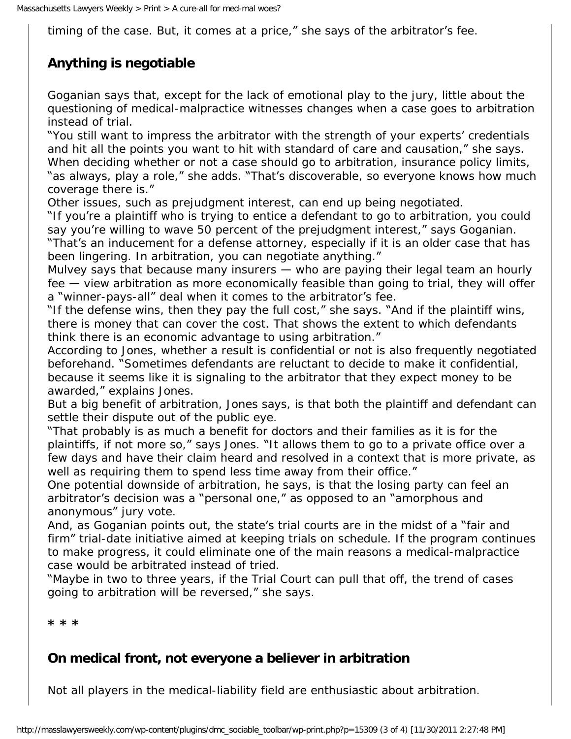timing of the case. But, it comes at a price," she says of the arbitrator's fee.

## Anything is negotiable

Goganian says that, except for the lack of emotional play to the jury, little about the questioning of medical-malpractice witnesses changes when a case goes to arbitration instead of trial.

"You still want to impress the arbitrator with the strength of your experts' credentials and hit all the points you want to hit with standard of care and causation," she says.

When deciding whether or not a case should go to arbitration, insurance policy limits, "as always, play a role," she adds. "That's discoverable, so everyone knows how much coverage there is."

Other issues, such as prejudgment interest, can end up being negotiated.

"If you're a plaintiff who is trying to entice a defendant to go to arbitration, you could say you're willing to wave 50 percent of the prejudgment interest," says Goganian. "That's an inducement for a defense attorney, especially if it is an older case that has been lingering. In arbitration, you can negotiate anything."

Mulvey says that because many insurers — who are paying their legal team an hourly fee — view arbitration as more economically feasible than going to trial, they will offer a "winner-pays-all" deal when it comes to the arbitrator's fee.

"If the defense wins, then they pay the full cost," she says. "And if the plaintiff wins, there is money that can cover the cost. That shows the extent to which defendants think there is an economic advantage to using arbitration."

According to Jones, whether a result is confidential or not is also frequently negotiated beforehand. "Sometimes defendants are reluctant to decide to make it confidential, because it seems like it is signaling to the arbitrator that they expect money to be awarded," explains Jones.

But a big benefit of arbitration, Jones says, is that both the plaintiff and defendant can settle their dispute out of the public eye.

"That probably is as much a benefit for doctors and their families as it is for the plaintiffs, if not more so," says Jones. "It allows them to go to a private office over a few days and have their claim heard and resolved in a context that is more private, as well as requiring them to spend less time away from their office."

One potential downside of arbitration, he says, is that the losing party can feel an arbitrator's decision was a "personal one," as opposed to an "amorphous and anonymous" jury vote.

And, as Goganian points out, the state's trial courts are in the midst of a "fair and firm" trial-date initiative aimed at keeping trials on schedule. If the program continues to make progress, it could eliminate one of the main reasons a medical-malpractice case would be arbitrated instead of tried.

"Maybe in two to three years, if the Trial Court can pull that off, the trend of cases going to arbitration will be reversed," she says.

**\* \* \***

## On medical front, not everyone a believer in arbitration

Not all players in the medical-liability field are enthusiastic about arbitration.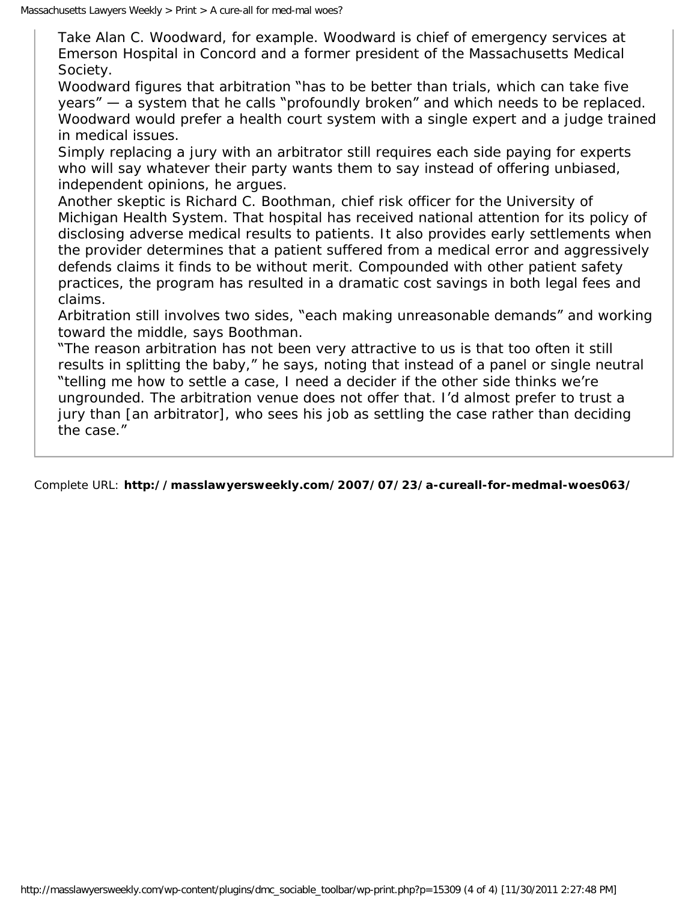Take Alan C. Woodward, for example. Woodward is chief of emergency services at Emerson Hospital in Concord and a former president of the Massachusetts Medical Society.

Woodward figures that arbitration "has to be better than trials, which can take five years" — a system that he calls "profoundly broken" and which needs to be replaced. Woodward would prefer a health court system with a single expert and a judge trained in medical issues.

Simply replacing a jury with an arbitrator still requires each side paying for experts who will say whatever their party wants them to say instead of offering unbiased, independent opinions, he argues.

Another skeptic is Richard C. Boothman, chief risk officer for the University of Michigan Health System. That hospital has received national attention for its policy of disclosing adverse medical results to patients. It also provides early settlements when the provider determines that a patient suffered from a medical error and aggressively defends claims it finds to be without merit. Compounded with other patient safety practices, the program has resulted in a dramatic cost savings in both legal fees and claims.

Arbitration still involves two sides, "each making unreasonable demands" and working toward the middle, says Boothman.

"The reason arbitration has not been very attractive to us is that too often it still results in splitting the baby," he says, noting that instead of a panel or single neutral "telling me how to settle a case, I need a decider if the other side thinks we're ungrounded. The arbitration venue does not offer that. I'd almost prefer to trust a jury than [an arbitrator], who sees his job as settling the case rather than deciding the case."

Complete URL: **http://masslawyersweekly.com/2007/07/23/a-cureall-for-medmal-woes063/**